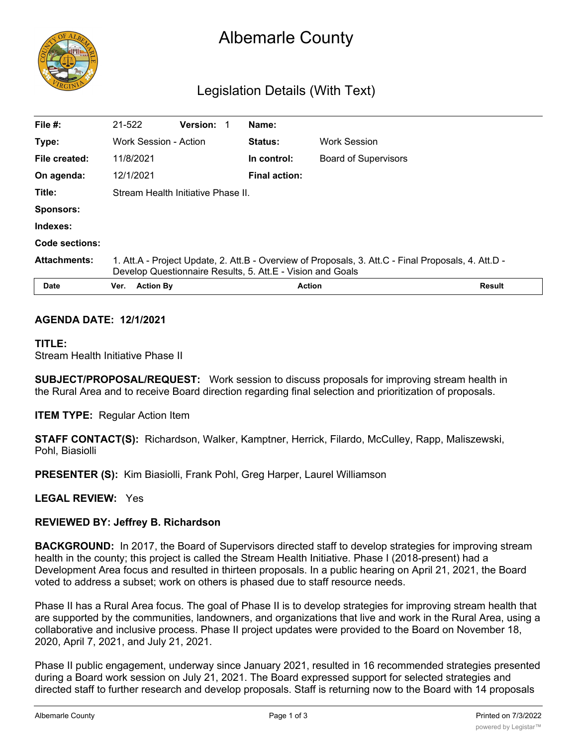# Albemarle County

## Legislation Details (With Text)

| | | | | | |
|---|---|---|---|---|---|
| **File #:** | 21-522 | **Version:** 1 | **Name:** | | |
| **Type:** | Work Session - Action | | **Status:** | Work Session | |
| **File created:** | 11/8/2021 | | **In control:** | Board of Supervisors | |
| **On agenda:** | 12/1/2021 | | **Final action:** | | |
| **Title:** | Stream Health Initiative Phase II. | | | | |
| **Sponsors:** | | | | | |
| **Indexes:** | | | | | |
| **Code sections:** | | | | | |
| **Attachments:** | 1. Att.A - Project Update, 2. Att.B - Overview of Proposals, 3. Att.C - Final Proposals, 4. Att.D - Develop Questionnaire Results, 5. Att.E - Vision and Goals | | | | |

| Date | Ver. | Action By | Action | Result |
|---|---|---|---|---|

**AGENDA DATE: 12/1/2021**

**TITLE:**
Stream Health Initiative Phase II

**SUBJECT/PROPOSAL/REQUEST:** Work session to discuss proposals for improving stream health in the Rural Area and to receive Board direction regarding final selection and prioritization of proposals.

**ITEM TYPE:** Regular Action Item

**STAFF CONTACT(S):** Richardson, Walker, Kamptner, Herrick, Filardo, McCulley, Rapp, Maliszewski, Pohl, Biasiolli

**PRESENTER (S):** Kim Biasiolli, Frank Pohl, Greg Harper, Laurel Williamson

**LEGAL REVIEW:** Yes

**REVIEWED BY: Jeffrey B. Richardson**

**BACKGROUND:** In 2017, the Board of Supervisors directed staff to develop strategies for improving stream health in the county; this project is called the Stream Health Initiative. Phase I (2018-present) had a Development Area focus and resulted in thirteen proposals. In a public hearing on April 21, 2021, the Board voted to address a subset; work on others is phased due to staff resource needs.

Phase II has a Rural Area focus. The goal of Phase II is to develop strategies for improving stream health that are supported by the communities, landowners, and organizations that live and work in the Rural Area, using a collaborative and inclusive process. Phase II project updates were provided to the Board on November 18, 2020, April 7, 2021, and July 21, 2021.

Phase II public engagement, underway since January 2021, resulted in 16 recommended strategies presented during a Board work session on July 21, 2021. The Board expressed support for selected strategies and directed staff to further research and develop proposals. Staff is returning now to the Board with 14 proposals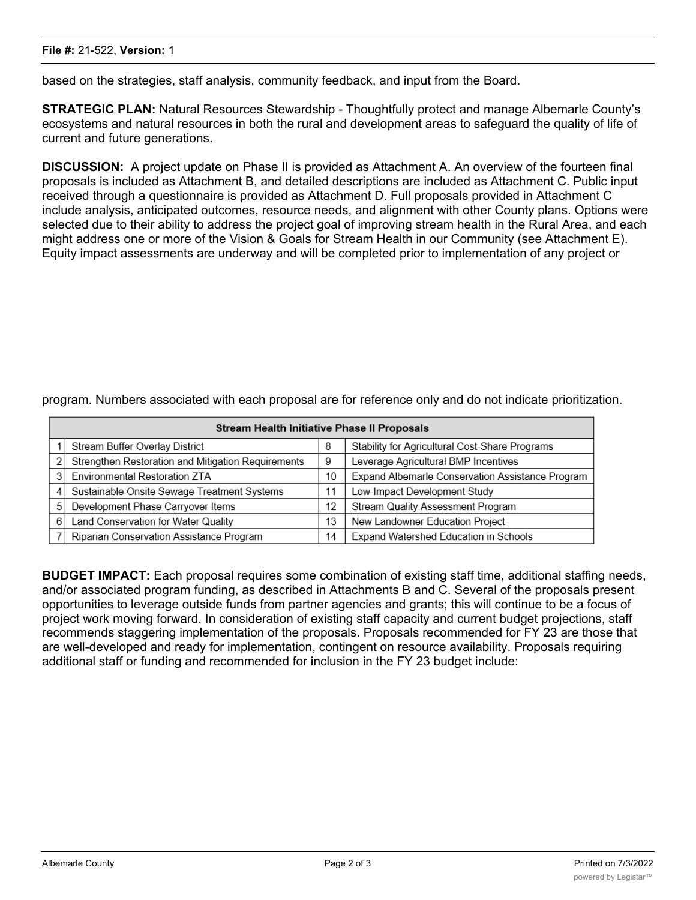based on the strategies, staff analysis, community feedback, and input from the Board.

**STRATEGIC PLAN:** Natural Resources Stewardship - Thoughtfully protect and manage Albemarle County's ecosystems and natural resources in both the rural and development areas to safeguard the quality of life of current and future generations.

**DISCUSSION:** A project update on Phase II is provided as Attachment A. An overview of the fourteen final proposals is included as Attachment B, and detailed descriptions are included as Attachment C. Public input received through a questionnaire is provided as Attachment D. Full proposals provided in Attachment C include analysis, anticipated outcomes, resource needs, and alignment with other County plans. Options were selected due to their ability to address the project goal of improving stream health in the Rural Area, and each might address one or more of the Vision & Goals for Stream Health in our Community (see Attachment E). Equity impact assessments are underway and will be completed prior to implementation of any project or program. Numbers associated with each proposal are for reference only and do not indicate prioritization.

| Stream Health Initiative Phase II Proposals | | | |
|---|---|---|---|
| 1 | Stream Buffer Overlay District | 8 | Stability for Agricultural Cost-Share Programs |
| 2 | Strengthen Restoration and Mitigation Requirements | 9 | Leverage Agricultural BMP Incentives |
| 3 | Environmental Restoration ZTA | 10 | Expand Albemarle Conservation Assistance Program |
| 4 | Sustainable Onsite Sewage Treatment Systems | 11 | Low-Impact Development Study |
| 5 | Development Phase Carryover Items | 12 | Stream Quality Assessment Program |
| 6 | Land Conservation for Water Quality | 13 | New Landowner Education Project |
| 7 | Riparian Conservation Assistance Program | 14 | Expand Watershed Education in Schools |

**BUDGET IMPACT:** Each proposal requires some combination of existing staff time, additional staffing needs, and/or associated program funding, as described in Attachments B and C. Several of the proposals present opportunities to leverage outside funds from partner agencies and grants; this will continue to be a focus of project work moving forward. In consideration of existing staff capacity and current budget projections, staff recommends staggering implementation of the proposals. Proposals recommended for FY 23 are those that are well-developed and ready for implementation, contingent on resource availability. Proposals requiring additional staff or funding and recommended for inclusion in the FY 23 budget include: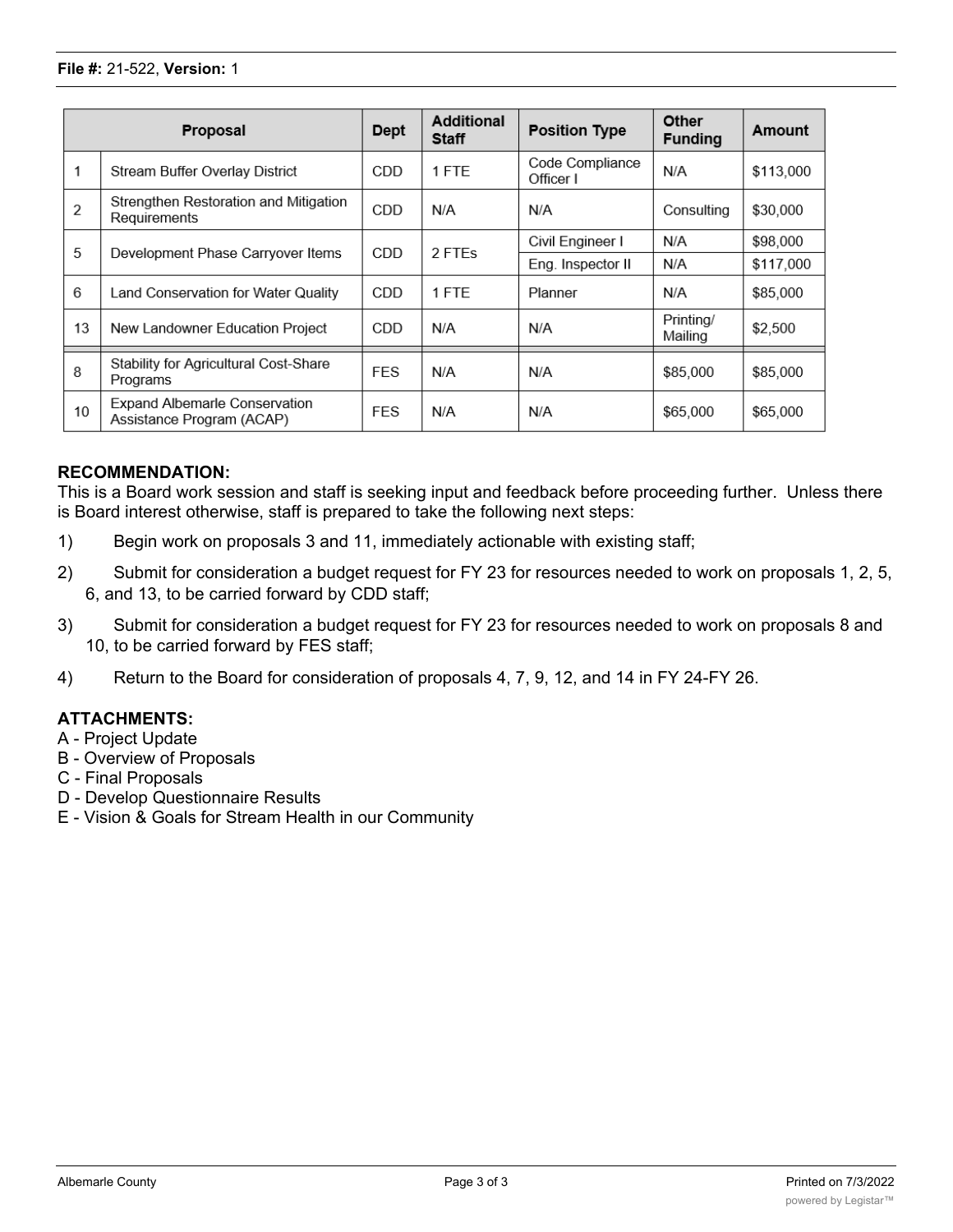File #: 21-522, Version: 1

| Proposal | | Dept | Additional Staff | Position Type | Other Funding | Amount |
|---|---|---|---|---|---|---|
| 1 | Stream Buffer Overlay District | CDD | 1 FTE | Code Compliance Officer I | N/A | $113,000 |
| 2 | Strengthen Restoration and Mitigation Requirements | CDD | N/A | N/A | Consulting | $30,000 |
| 5 | Development Phase Carryover Items | CDD | 2 FTEs | Civil Engineer I | N/A | $98,000 |
| | | | | Eng. Inspector II | N/A | $117,000 |
| 6 | Land Conservation for Water Quality | CDD | 1 FTE | Planner | N/A | $85,000 |
| 13 | New Landowner Education Project | CDD | N/A | N/A | Printing/ Mailing | $2,500 |
| 8 | Stability for Agricultural Cost-Share Programs | FES | N/A | N/A | $85,000 | $85,000 |
| 10 | Expand Albemarle Conservation Assistance Program (ACAP) | FES | N/A | N/A | $65,000 | $65,000 |

**RECOMMENDATION:**
This is a Board work session and staff is seeking input and feedback before proceeding further. Unless there is Board interest otherwise, staff is prepared to take the following next steps:

1) Begin work on proposals 3 and 11, immediately actionable with existing staff;
2) Submit for consideration a budget request for FY 23 for resources needed to work on proposals 1, 2, 5, 6, and 13, to be carried forward by CDD staff;
3) Submit for consideration a budget request for FY 23 for resources needed to work on proposals 8 and 10, to be carried forward by FES staff;
4) Return to the Board for consideration of proposals 4, 7, 9, 12, and 14 in FY 24-FY 26.

**ATTACHMENTS:**
A - Project Update
B - Overview of Proposals
C - Final Proposals
D - Develop Questionnaire Results
E - Vision & Goals for Stream Health in our Community